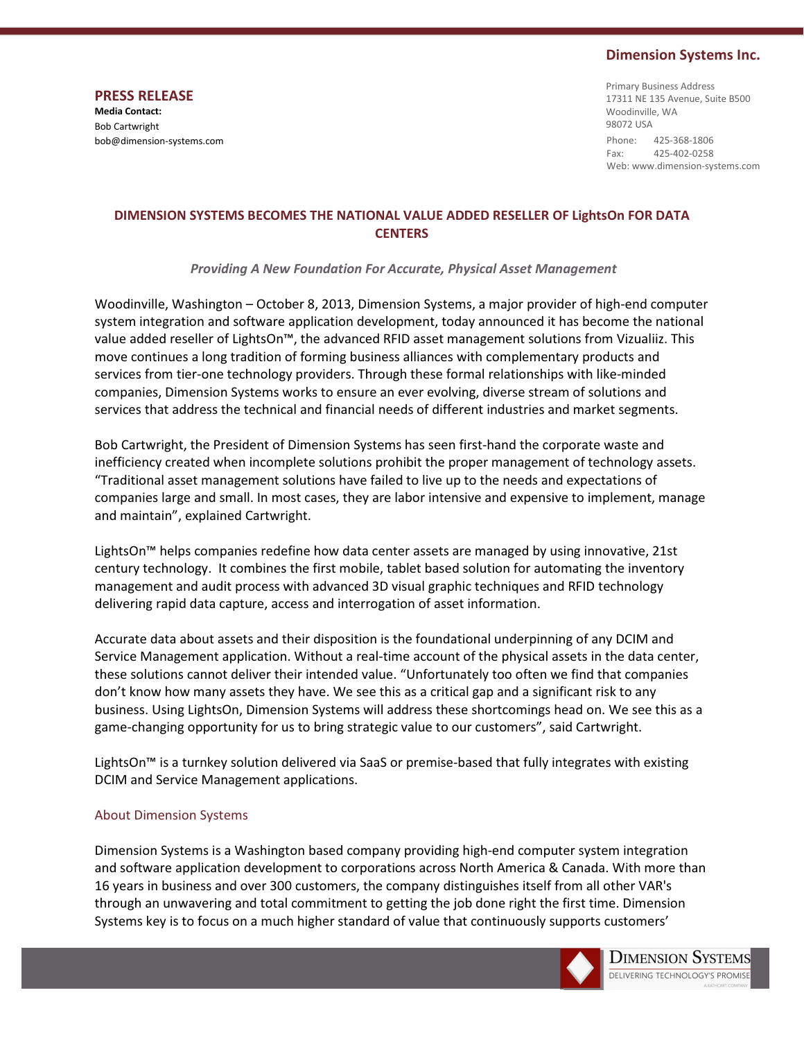**Dimension Systems Inc.**

Primary Business Address
17311 NE 135 Avenue, Suite B500
Woodinville, WA
98072 USA

Phone: 425-368-1806
Fax: 425-402-0258
Web: www.dimension-systems.com

## PRESS RELEASE

**Media Contact:**
Bob Cartwright
bob@dimension-systems.com

# DIMENSION SYSTEMS BECOMES THE NATIONAL VALUE ADDED RESELLER OF LightsOn FOR DATA CENTERS

*Providing A New Foundation For Accurate, Physical Asset Management*

Woodinville, Washington – October 8, 2013, Dimension Systems, a major provider of high-end computer system integration and software application development, today announced it has become the national value added reseller of LightsOn™, the advanced RFID asset management solutions from Vizualiiz. This move continues a long tradition of forming business alliances with complementary products and services from tier-one technology providers. Through these formal relationships with like-minded companies, Dimension Systems works to ensure an ever evolving, diverse stream of solutions and services that address the technical and financial needs of different industries and market segments.

Bob Cartwright, the President of Dimension Systems has seen first-hand the corporate waste and inefficiency created when incomplete solutions prohibit the proper management of technology assets. "Traditional asset management solutions have failed to live up to the needs and expectations of companies large and small. In most cases, they are labor intensive and expensive to implement, manage and maintain", explained Cartwright.

LightsOn™ helps companies redefine how data center assets are managed by using innovative, 21st century technology. It combines the first mobile, tablet based solution for automating the inventory management and audit process with advanced 3D visual graphic techniques and RFID technology delivering rapid data capture, access and interrogation of asset information.

Accurate data about assets and their disposition is the foundational underpinning of any DCIM and Service Management application. Without a real-time account of the physical assets in the data center, these solutions cannot deliver their intended value. "Unfortunately too often we find that companies don't know how many assets they have. We see this as a critical gap and a significant risk to any business. Using LightsOn, Dimension Systems will address these shortcomings head on. We see this as a game-changing opportunity for us to bring strategic value to our customers", said Cartwright.

LightsOn™ is a turnkey solution delivered via SaaS or premise-based that fully integrates with existing DCIM and Service Management applications.

## About Dimension Systems

Dimension Systems is a Washington based company providing high-end computer system integration and software application development to corporations across North America & Canada. With more than 16 years in business and over 300 customers, the company distinguishes itself from all other VAR's through an unwavering and total commitment to getting the job done right the first time. Dimension Systems key is to focus on a much higher standard of value that continuously supports customers'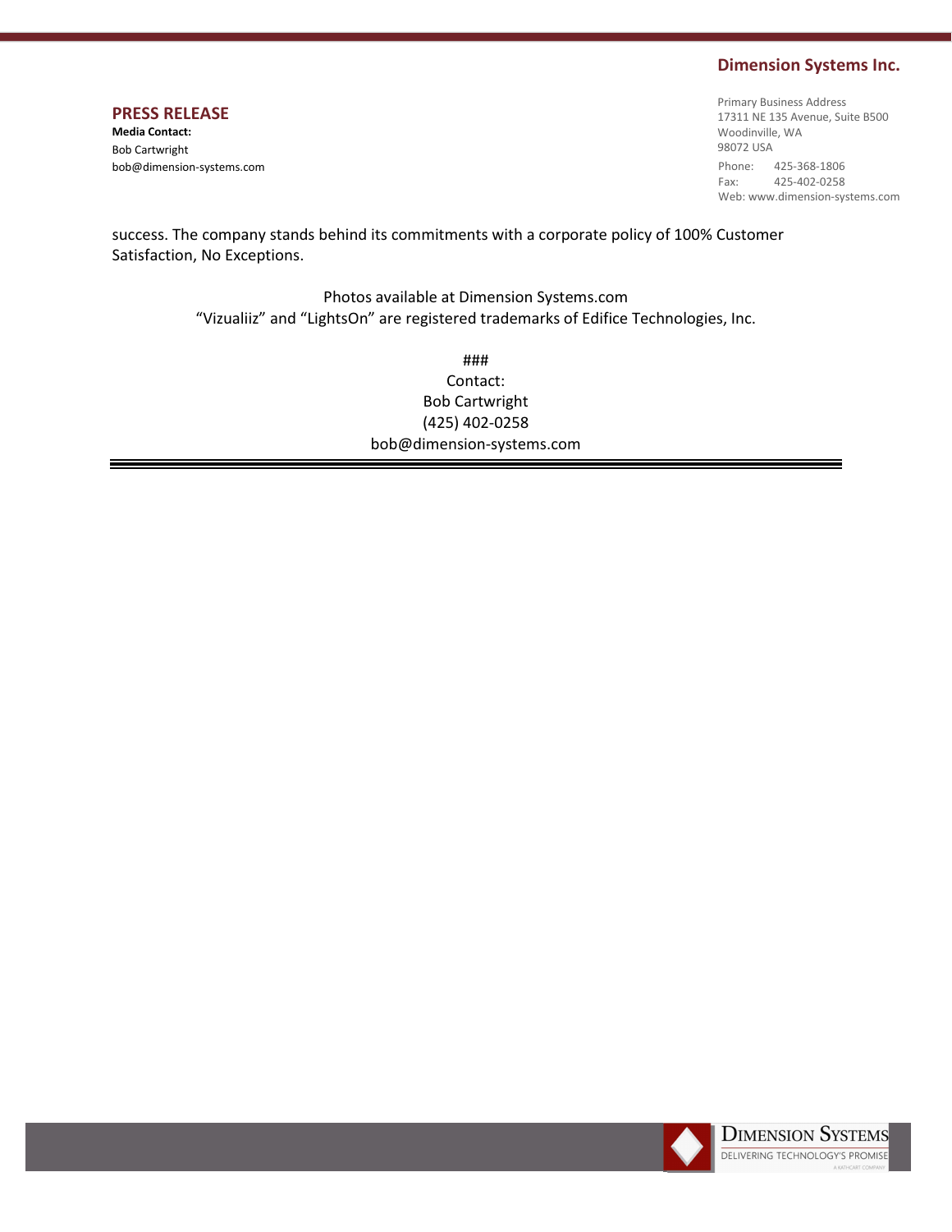success. The company stands behind its commitments with a corporate policy of 100% Customer Satisfaction, No Exceptions.

Photos available at Dimension Systems.com
"Vizualiiz" and "LightsOn" are registered trademarks of Edifice Technologies, Inc.

###
Contact:
Bob Cartwright
(425) 402-0258
bob@dimension-systems.com